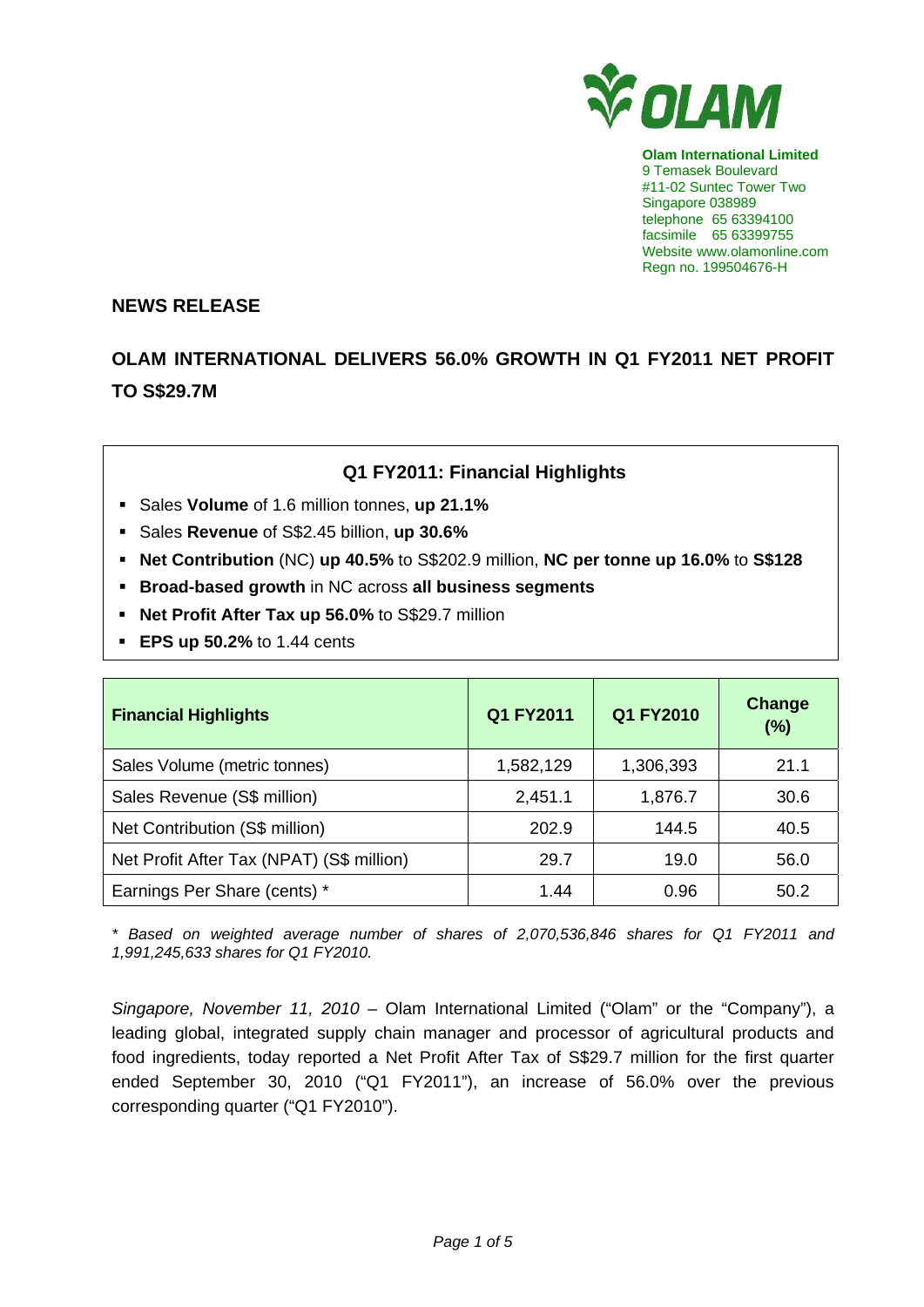**Olam International Limited**
9 Temasek Boulevard
#11-02 Suntec Tower Two
Singapore 038989
telephone 65 63394100
facsimile 65 63399755
Website www.olamonline.com
Regn no. 199504676-H

## NEWS RELEASE

## OLAM INTERNATIONAL DELIVERS 56.0% GROWTH IN Q1 FY2011 NET PROFIT TO S$29.7M

### Q1 FY2011: Financial Highlights

- Sales **Volume** of 1.6 million tonnes, **up 21.1%**
- Sales **Revenue** of S$2.45 billion, **up 30.6%**
- **Net Contribution** (NC) **up 40.5%** to S$202.9 million, **NC per tonne up 16.0%** to **S$128**
- **Broad-based growth** in NC across **all business segments**
- **Net Profit After Tax up 56.0%** to S$29.7 million
- **EPS up 50.2%** to 1.44 cents

| Financial Highlights | Q1 FY2011 | Q1 FY2010 | Change (%) |
|---|---|---|---|
| Sales Volume (metric tonnes) | 1,582,129 | 1,306,393 | 21.1 |
| Sales Revenue (S$ million) | 2,451.1 | 1,876.7 | 30.6 |
| Net Contribution (S$ million) | 202.9 | 144.5 | 40.5 |
| Net Profit After Tax (NPAT) (S$ million) | 29.7 | 19.0 | 56.0 |
| Earnings Per Share (cents) * | 1.44 | 0.96 | 50.2 |

*\* Based on weighted average number of shares of 2,070,536,846 shares for Q1 FY2011 and 1,991,245,633 shares for Q1 FY2010.*

*Singapore, November 11, 2010* – Olam International Limited ("Olam" or the "Company"), a leading global, integrated supply chain manager and processor of agricultural products and food ingredients, today reported a Net Profit After Tax of S$29.7 million for the first quarter ended September 30, 2010 ("Q1 FY2011"), an increase of 56.0% over the previous corresponding quarter ("Q1 FY2010").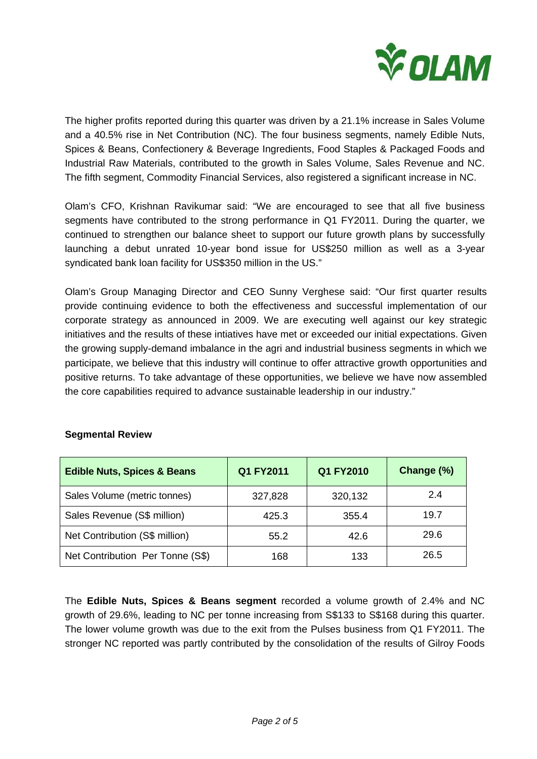The higher profits reported during this quarter was driven by a 21.1% increase in Sales Volume and a 40.5% rise in Net Contribution (NC). The four business segments, namely Edible Nuts, Spices & Beans, Confectionery & Beverage Ingredients, Food Staples & Packaged Foods and Industrial Raw Materials, contributed to the growth in Sales Volume, Sales Revenue and NC. The fifth segment, Commodity Financial Services, also registered a significant increase in NC.

Olam's CFO, Krishnan Ravikumar said: "We are encouraged to see that all five business segments have contributed to the strong performance in Q1 FY2011. During the quarter, we continued to strengthen our balance sheet to support our future growth plans by successfully launching a debut unrated 10-year bond issue for US$250 million as well as a 3-year syndicated bank loan facility for US$350 million in the US."

Olam's Group Managing Director and CEO Sunny Verghese said: "Our first quarter results provide continuing evidence to both the effectiveness and successful implementation of our corporate strategy as announced in 2009. We are executing well against our key strategic initiatives and the results of these intiatives have met or exceeded our initial expectations. Given the growing supply-demand imbalance in the agri and industrial business segments in which we participate, we believe that this industry will continue to offer attractive growth opportunities and positive returns. To take advantage of these opportunities, we believe we have now assembled the core capabilities required to advance sustainable leadership in our industry."

**Segmental Review**

| **Edible Nuts, Spices & Beans** | **Q1 FY2011** | **Q1 FY2010** | **Change (%)** |
|---|---|---|---|
| Sales Volume (metric tonnes) | 327,828 | 320,132 | 2.4 |
| Sales Revenue (S$ million) | 425.3 | 355.4 | 19.7 |
| Net Contribution (S$ million) | 55.2 | 42.6 | 29.6 |
| Net Contribution Per Tonne (S$) | 168 | 133 | 26.5 |

The **Edible Nuts, Spices & Beans segment** recorded a volume growth of 2.4% and NC growth of 29.6%, leading to NC per tonne increasing from S$133 to S$168 during this quarter. The lower volume growth was due to the exit from the Pulses business from Q1 FY2011. The stronger NC reported was partly contributed by the consolidation of the results of Gilroy Foods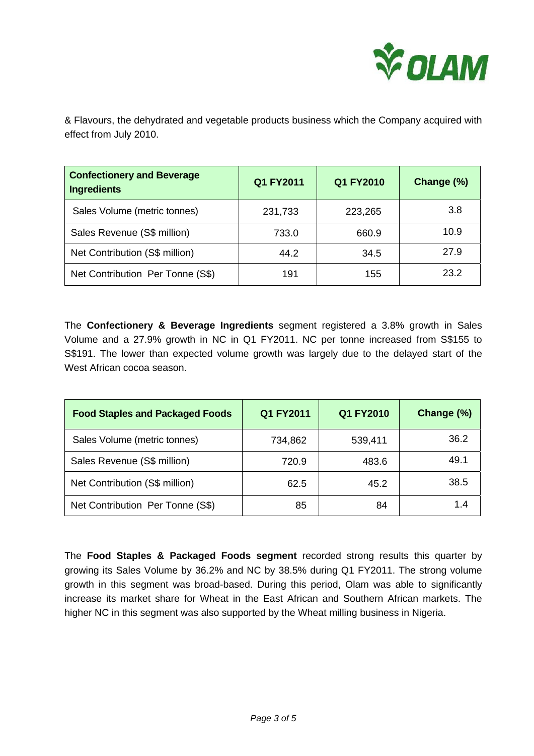& Flavours, the dehydrated and vegetable products business which the Company acquired with effect from July 2010.

| Confectionery and Beverage Ingredients | Q1 FY2011 | Q1 FY2010 | Change (%) |
|---|---|---|---|
| Sales Volume (metric tonnes) | 231,733 | 223,265 | 3.8 |
| Sales Revenue (S$ million) | 733.0 | 660.9 | 10.9 |
| Net Contribution (S$ million) | 44.2 | 34.5 | 27.9 |
| Net Contribution Per Tonne (S$) | 191 | 155 | 23.2 |

The **Confectionery & Beverage Ingredients** segment registered a 3.8% growth in Sales Volume and a 27.9% growth in NC in Q1 FY2011. NC per tonne increased from S$155 to S$191. The lower than expected volume growth was largely due to the delayed start of the West African cocoa season.

| Food Staples and Packaged Foods | Q1 FY2011 | Q1 FY2010 | Change (%) |
|---|---|---|---|
| Sales Volume (metric tonnes) | 734,862 | 539,411 | 36.2 |
| Sales Revenue (S$ million) | 720.9 | 483.6 | 49.1 |
| Net Contribution (S$ million) | 62.5 | 45.2 | 38.5 |
| Net Contribution Per Tonne (S$) | 85 | 84 | 1.4 |

The **Food Staples & Packaged Foods segment** recorded strong results this quarter by growing its Sales Volume by 36.2% and NC by 38.5% during Q1 FY2011. The strong volume growth in this segment was broad-based. During this period, Olam was able to significantly increase its market share for Wheat in the East African and Southern African markets. The higher NC in this segment was also supported by the Wheat milling business in Nigeria.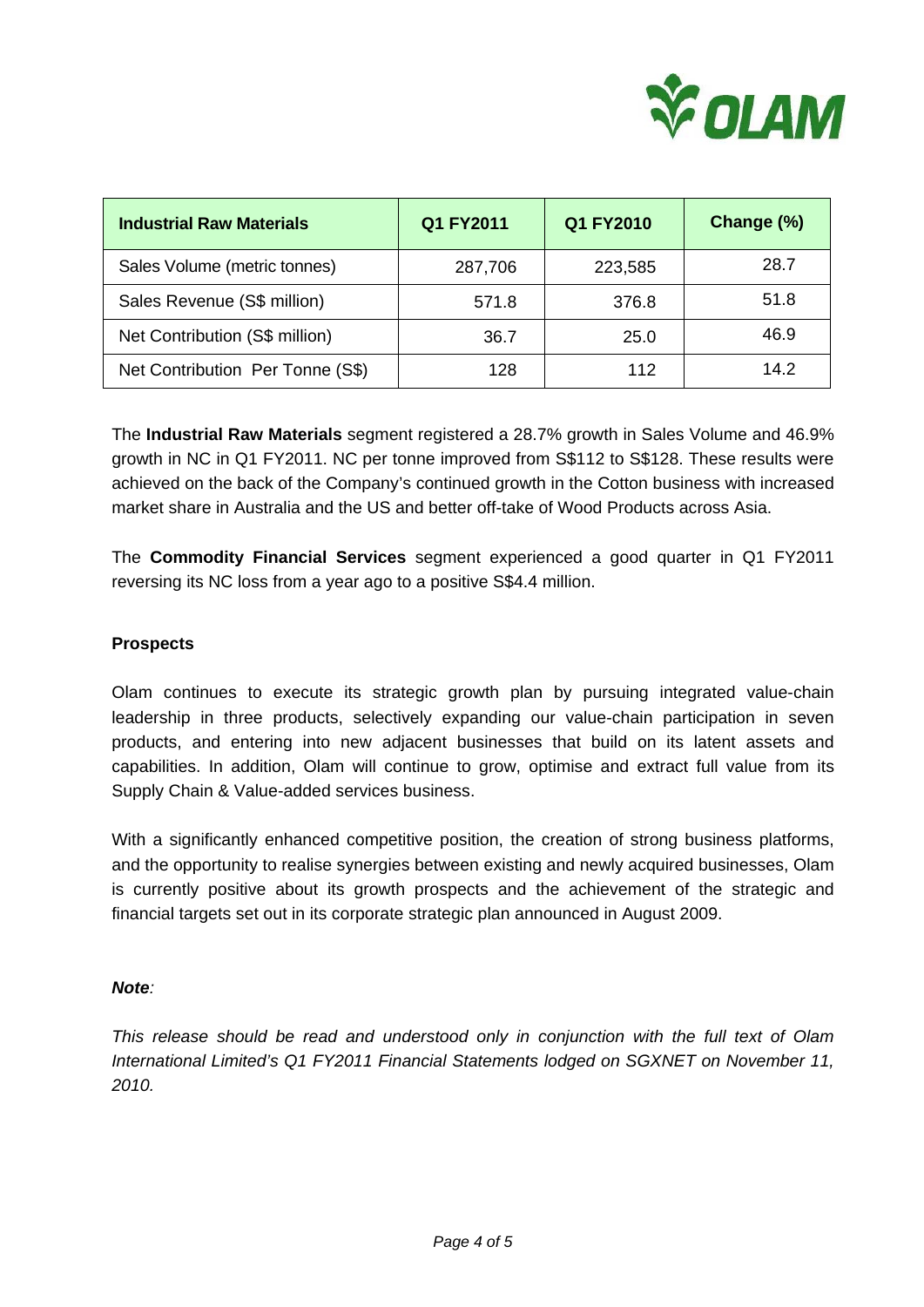| Industrial Raw Materials | Q1 FY2011 | Q1 FY2010 | Change (%) |
|---|---|---|---|
| Sales Volume (metric tonnes) | 287,706 | 223,585 | 28.7 |
| Sales Revenue (S$ million) | 571.8 | 376.8 | 51.8 |
| Net Contribution (S$ million) | 36.7 | 25.0 | 46.9 |
| Net Contribution Per Tonne (S$) | 128 | 112 | 14.2 |

The **Industrial Raw Materials** segment registered a 28.7% growth in Sales Volume and 46.9% growth in NC in Q1 FY2011. NC per tonne improved from S$112 to S$128. These results were achieved on the back of the Company's continued growth in the Cotton business with increased market share in Australia and the US and better off-take of Wood Products across Asia.

The **Commodity Financial Services** segment experienced a good quarter in Q1 FY2011 reversing its NC loss from a year ago to a positive S$4.4 million.

**Prospects**

Olam continues to execute its strategic growth plan by pursuing integrated value-chain leadership in three products, selectively expanding our value-chain participation in seven products, and entering into new adjacent businesses that build on its latent assets and capabilities. In addition, Olam will continue to grow, optimise and extract full value from its Supply Chain & Value-added services business.

With a significantly enhanced competitive position, the creation of strong business platforms, and the opportunity to realise synergies between existing and newly acquired businesses, Olam is currently positive about its growth prospects and the achievement of the strategic and financial targets set out in its corporate strategic plan announced in August 2009.

***Note**:*

*This release should be read and understood only in conjunction with the full text of Olam International Limited's Q1 FY2011 Financial Statements lodged on SGXNET on November 11, 2010.*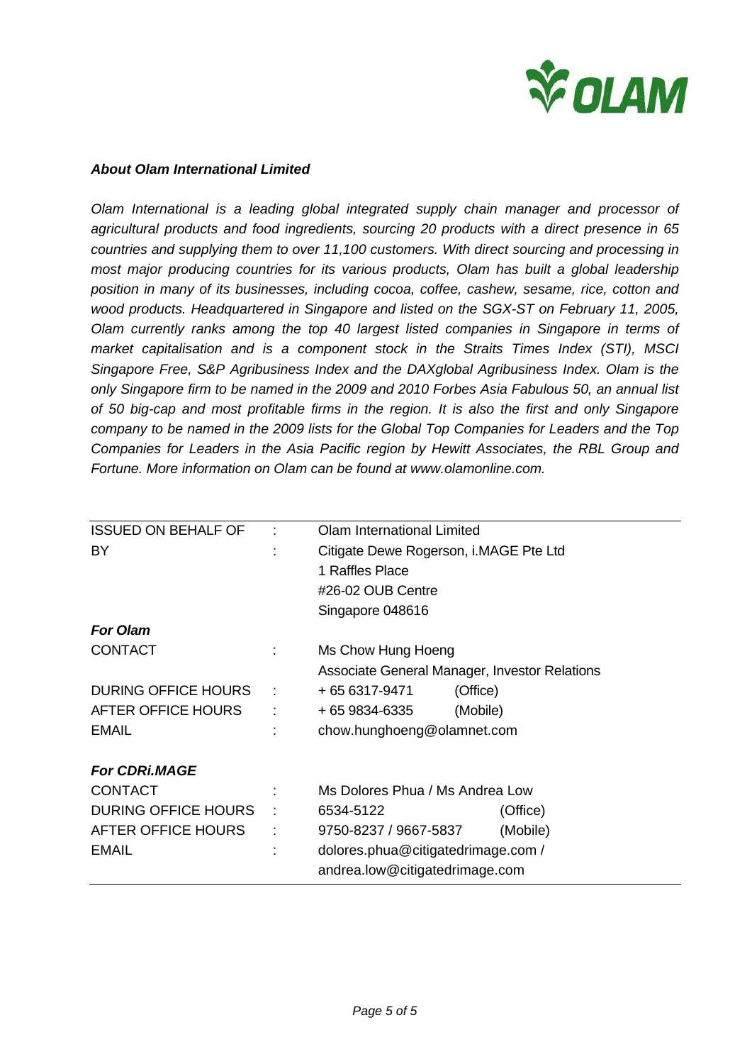***About Olam International Limited***

*Olam International is a leading global integrated supply chain manager and processor of agricultural products and food ingredients, sourcing 20 products with a direct presence in 65 countries and supplying them to over 11,100 customers. With direct sourcing and processing in most major producing countries for its various products, Olam has built a global leadership position in many of its businesses, including cocoa, coffee, cashew, sesame, rice, cotton and wood products. Headquartered in Singapore and listed on the SGX-ST on February 11, 2005, Olam currently ranks among the top 40 largest listed companies in Singapore in terms of market capitalisation and is a component stock in the Straits Times Index (STI), MSCI Singapore Free, S&P Agribusiness Index and the DAXglobal Agribusiness Index. Olam is the only Singapore firm to be named in the 2009 and 2010 Forbes Asia Fabulous 50, an annual list of 50 big-cap and most profitable firms in the region. It is also the first and only Singapore company to be named in the 2009 lists for the Global Top Companies for Leaders and the Top Companies for Leaders in the Asia Pacific region by Hewitt Associates, the RBL Group and Fortune. More information on Olam can be found at www.olamonline.com.*

| | | | |
|---|---|---|---|
| ISSUED ON BEHALF OF | : | Olam International Limited | |
| BY | : | Citigate Dewe Rogerson, i.MAGE Pte Ltd<br>1 Raffles Place<br>#26-02 OUB Centre<br>Singapore 048616 | |
| ***For Olam*** | | | |
| CONTACT | : | Ms Chow Hung Hoeng<br>Associate General Manager, Investor Relations | |
| DURING OFFICE HOURS | : | + 65 6317-9471 | (Office) |
| AFTER OFFICE HOURS | : | + 65 9834-6335 | (Mobile) |
| EMAIL | : | chow.hunghoeng@olamnet.com | |
| ***For CDRi.MAGE*** | | | |
| CONTACT | : | Ms Dolores Phua / Ms Andrea Low | |
| DURING OFFICE HOURS | : | 6534-5122 | (Office) |
| AFTER OFFICE HOURS | : | 9750-8237 / 9667-5837 | (Mobile) |
| EMAIL | : | dolores.phua@citigatedrimage.com /<br>andrea.low@citigatedrimage.com | |